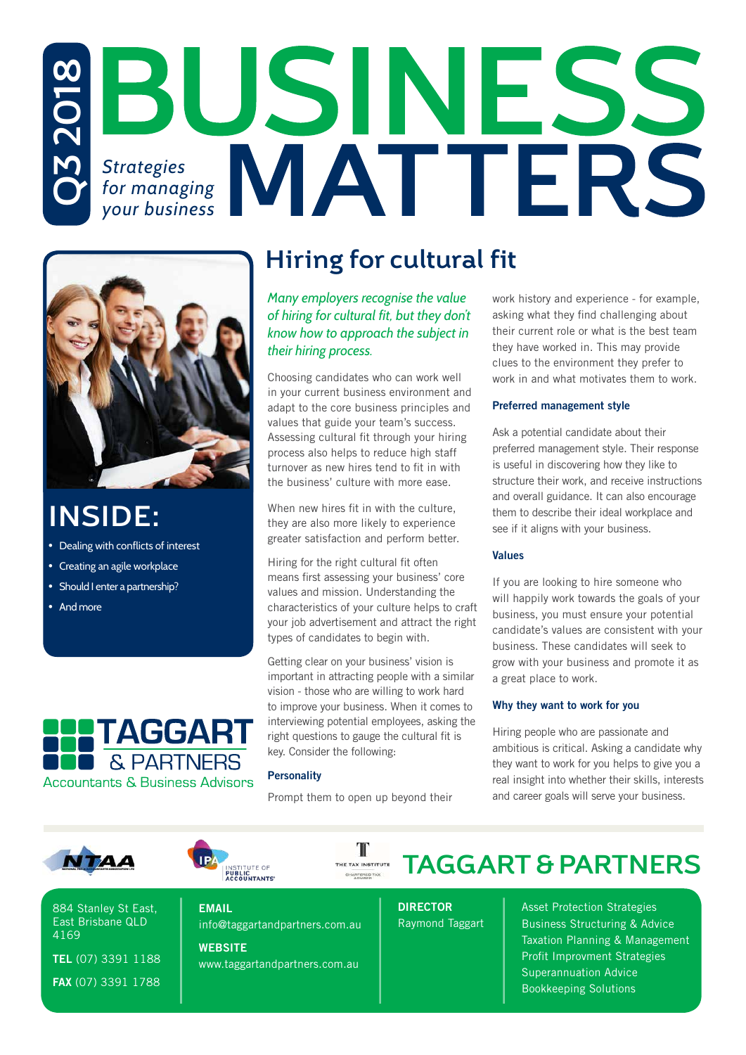# BUSINESS MATTERS

Q3 2018

*Strategies for managing your business*

## INSIDE:

- Dealing with conflicts of interest
- Creating an agile workplace
- Should I enter a partnership?
- And more

**TAGGART & PARTNERS**
Accountants & Business Advisors

## Hiring for cultural fit

*Many employers recognise the value of hiring for cultural fit, but they don't know how to approach the subject in their hiring process.*

Choosing candidates who can work well in your current business environment and adapt to the core business principles and values that guide your team's success. Assessing cultural fit through your hiring process also helps to reduce high staff turnover as new hires tend to fit in with the business' culture with more ease.

When new hires fit in with the culture, they are also more likely to experience greater satisfaction and perform better.

Hiring for the right cultural fit often means first assessing your business' core values and mission. Understanding the characteristics of your culture helps to craft your job advertisement and attract the right types of candidates to begin with.

Getting clear on your business' vision is important in attracting people with a similar vision - those who are willing to work hard to improve your business. When it comes to interviewing potential employees, asking the right questions to gauge the cultural fit is key. Consider the following:

### Personality

Prompt them to open up beyond their work history and experience - for example, asking what they find challenging about their current role or what is the best team they have worked in. This may provide clues to the environment they prefer to work in and what motivates them to work.

### Preferred management style

Ask a potential candidate about their preferred management style. Their response is useful in discovering how they like to structure their work, and receive instructions and overall guidance. It can also encourage them to describe their ideal workplace and see if it aligns with your business.

### Values

If you are looking to hire someone who will happily work towards the goals of your business, you must ensure your potential candidate's values are consistent with your business. These candidates will seek to grow with your business and promote it as a great place to work.

### Why they want to work for you

Hiring people who are passionate and ambitious is critical. Asking a candidate why they want to work for you helps to give you a real insight into whether their skills, interests and career goals will serve your business.

---

NTAA | Institute of Public Accountants | The Tax Institute – Chartered Tax Adviser

## TAGGART & PARTNERS

884 Stanley St East,
East Brisbane QLD 4169

**TEL** (07) 3391 1188

**FAX** (07) 3391 1788

**EMAIL**
info@taggartandpartners.com.au

**WEBSITE**
www.taggartandpartners.com.au

**DIRECTOR**
Raymond Taggart

Asset Protection Strategies
Business Structuring & Advice
Taxation Planning & Management
Profit Improvment Strategies
Superannuation Advice
Bookkeeping Solutions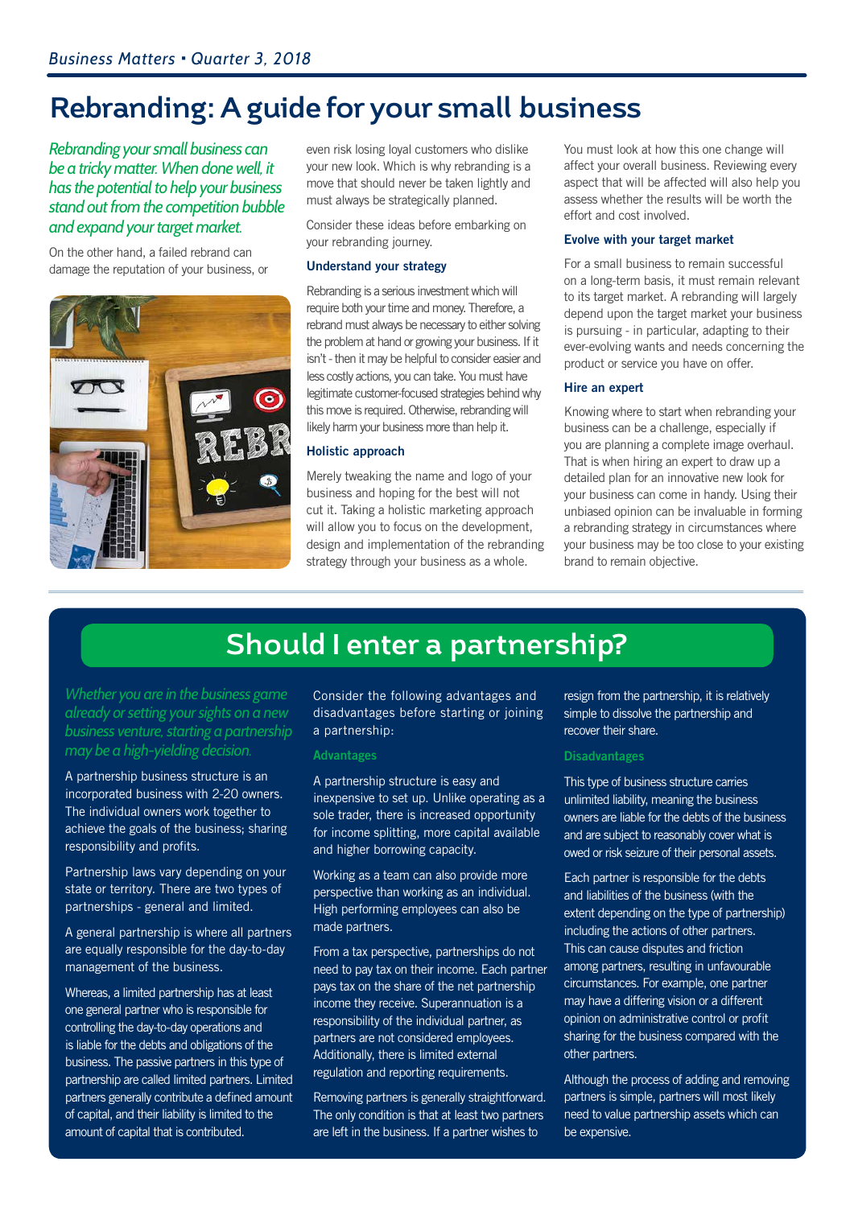# Rebranding: A guide for your small business

*Rebranding your small business can be a tricky matter. When done well, it has the potential to help your business stand out from the competition bubble and expand your target market.*

On the other hand, a failed rebrand can damage the reputation of your business, or even risk losing loyal customers who dislike your new look. Which is why rebranding is a move that should never be taken lightly and must always be strategically planned.

Consider these ideas before embarking on your rebranding journey.

### Understand your strategy

Rebranding is a serious investment which will require both your time and money. Therefore, a rebrand must always be necessary to either solving the problem at hand or growing your business. If it isn't - then it may be helpful to consider easier and less costly actions, you can take. You must have legitimate customer-focused strategies behind why this move is required. Otherwise, rebranding will likely harm your business more than help it.

### Holistic approach

Merely tweaking the name and logo of your business and hoping for the best will not cut it. Taking a holistic marketing approach will allow you to focus on the development, design and implementation of the rebranding strategy through your business as a whole.

You must look at how this one change will affect your overall business. Reviewing every aspect that will be affected will also help you assess whether the results will be worth the effort and cost involved.

### Evolve with your target market

For a small business to remain successful on a long-term basis, it must remain relevant to its target market. A rebranding will largely depend upon the target market your business is pursuing - in particular, adapting to their ever-evolving wants and needs concerning the product or service you have on offer.

### Hire an expert

Knowing where to start when rebranding your business can be a challenge, especially if you are planning a complete image overhaul. That is when hiring an expert to draw up a detailed plan for an innovative new look for your business can come in handy. Using their unbiased opinion can be invaluable in forming a rebranding strategy in circumstances where your business may be too close to your existing brand to remain objective.

# Should I enter a partnership?

*Whether you are in the business game already or setting your sights on a new business venture, starting a partnership may be a high-yielding decision.*

A partnership business structure is an incorporated business with 2-20 owners. The individual owners work together to achieve the goals of the business; sharing responsibility and profits.

Partnership laws vary depending on your state or territory. There are two types of partnerships - general and limited.

A general partnership is where all partners are equally responsible for the day-to-day management of the business.

Whereas, a limited partnership has at least one general partner who is responsible for controlling the day-to-day operations and is liable for the debts and obligations of the business. The passive partners in this type of partnership are called limited partners. Limited partners generally contribute a defined amount of capital, and their liability is limited to the amount of capital that is contributed.

Consider the following advantages and disadvantages before starting or joining a partnership:

### Advantages

A partnership structure is easy and inexpensive to set up. Unlike operating as a sole trader, there is increased opportunity for income splitting, more capital available and higher borrowing capacity.

Working as a team can also provide more perspective than working as an individual. High performing employees can also be made partners.

From a tax perspective, partnerships do not need to pay tax on their income. Each partner pays tax on the share of the net partnership income they receive. Superannuation is a responsibility of the individual partner, as partners are not considered employees. Additionally, there is limited external regulation and reporting requirements.

Removing partners is generally straightforward. The only condition is that at least two partners are left in the business. If a partner wishes to resign from the partnership, it is relatively simple to dissolve the partnership and recover their share.

### Disadvantages

This type of business structure carries unlimited liability, meaning the business owners are liable for the debts of the business and are subject to reasonably cover what is owed or risk seizure of their personal assets.

Each partner is responsible for the debts and liabilities of the business (with the extent depending on the type of partnership) including the actions of other partners. This can cause disputes and friction among partners, resulting in unfavourable circumstances. For example, one partner may have a differing vision or a different opinion on administrative control or profit sharing for the business compared with the other partners.

Although the process of adding and removing partners is simple, partners will most likely need to value partnership assets which can be expensive.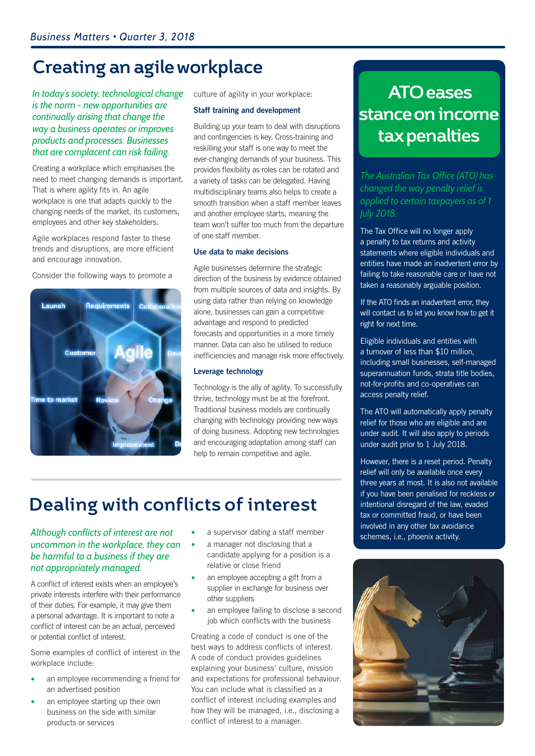# Creating an agile workplace

*In today's society, technological change is the norm - new opportunities are continually arising that change the way a business operates or improves products and processes. Businesses that are complacent can risk failing.*

Creating a workplace which emphasises the need to meet changing demands is important. That is where agility fits in. An agile workplace is one that adapts quickly to the changing needs of the market, its customers, employees and other key stakeholders.

Agile workplaces respond faster to these trends and disruptions, are more efficient and encourage innovation.

Consider the following ways to promote a culture of agility in your workplace:

### Staff training and development

Building up your team to deal with disruptions and contingencies is key. Cross-training and reskilling your staff is one way to meet the ever-changing demands of your business. This provides flexibility as roles can be rotated and a variety of tasks can be delegated. Having multidisciplinary teams also helps to create a smooth transition when a staff member leaves and another employee starts, meaning the team won't suffer too much from the departure of one staff member.

### Use data to make decisions

Agile businesses determine the strategic direction of the business by evidence obtained from multiple sources of data and insights. By using data rather than relying on knowledge alone, businesses can gain a competitive advantage and respond to predicted forecasts and opportunities in a more timely manner. Data can also be utilised to reduce inefficiencies and manage risk more effectively.

### Leverage technology

Technology is the ally of agility. To successfully thrive, technology must be at the forefront. Traditional business models are continually changing with technology providing new ways of doing business. Adopting new technologies and encouraging adaptation among staff can help to remain competitive and agile.

# Dealing with conflicts of interest

*Although conflicts of interest are not uncommon in the workplace, they can be harmful to a business if they are not appropriately managed.*

A conflict of interest exists when an employee's private interests interfere with their performance of their duties. For example, it may give them a personal advantage. It is important to note a conflict of interest can be an actual, perceived or potential conflict of interest.

Some examples of conflict of interest in the workplace include:

- an employee recommending a friend for an advertised position
- an employee starting up their own business on the side with similar products or services
- a supervisor dating a staff member
- a manager not disclosing that a candidate applying for a position is a relative or close friend
- an employee accepting a gift from a supplier in exchange for business over other suppliers
- an employee failing to disclose a second job which conflicts with the business

Creating a code of conduct is one of the best ways to address conflicts of interest. A code of conduct provides guidelines explaining your business' culture, mission and expectations for professional behaviour. You can include what is classified as a conflict of interest including examples and how they will be managed, i.e., disclosing a conflict of interest to a manager.

# ATO eases stance on income tax penalties

*The Australian Tax Office (ATO) has changed the way penalty relief is applied to certain taxpayers as of 1 July 2018.*

The Tax Office will no longer apply a penalty to tax returns and activity statements where eligible individuals and entities have made an inadvertent error by failing to take reasonable care or have not taken a reasonably arguable position.

If the ATO finds an inadvertent error, they will contact us to let you know how to get it right for next time.

Eligible individuals and entities with a turnover of less than $10 million, including small businesses, self-managed superannuation funds, strata title bodies, not-for-profits and co-operatives can access penalty relief.

The ATO will automatically apply penalty relief for those who are eligible and are under audit. It will also apply to periods under audit prior to 1 July 2018.

However, there is a reset period. Penalty relief will only be available once every three years at most. It is also not available if you have been penalised for reckless or intentional disregard of the law, evaded tax or committed fraud, or have been involved in any other tax avoidance schemes, i.e., phoenix activity.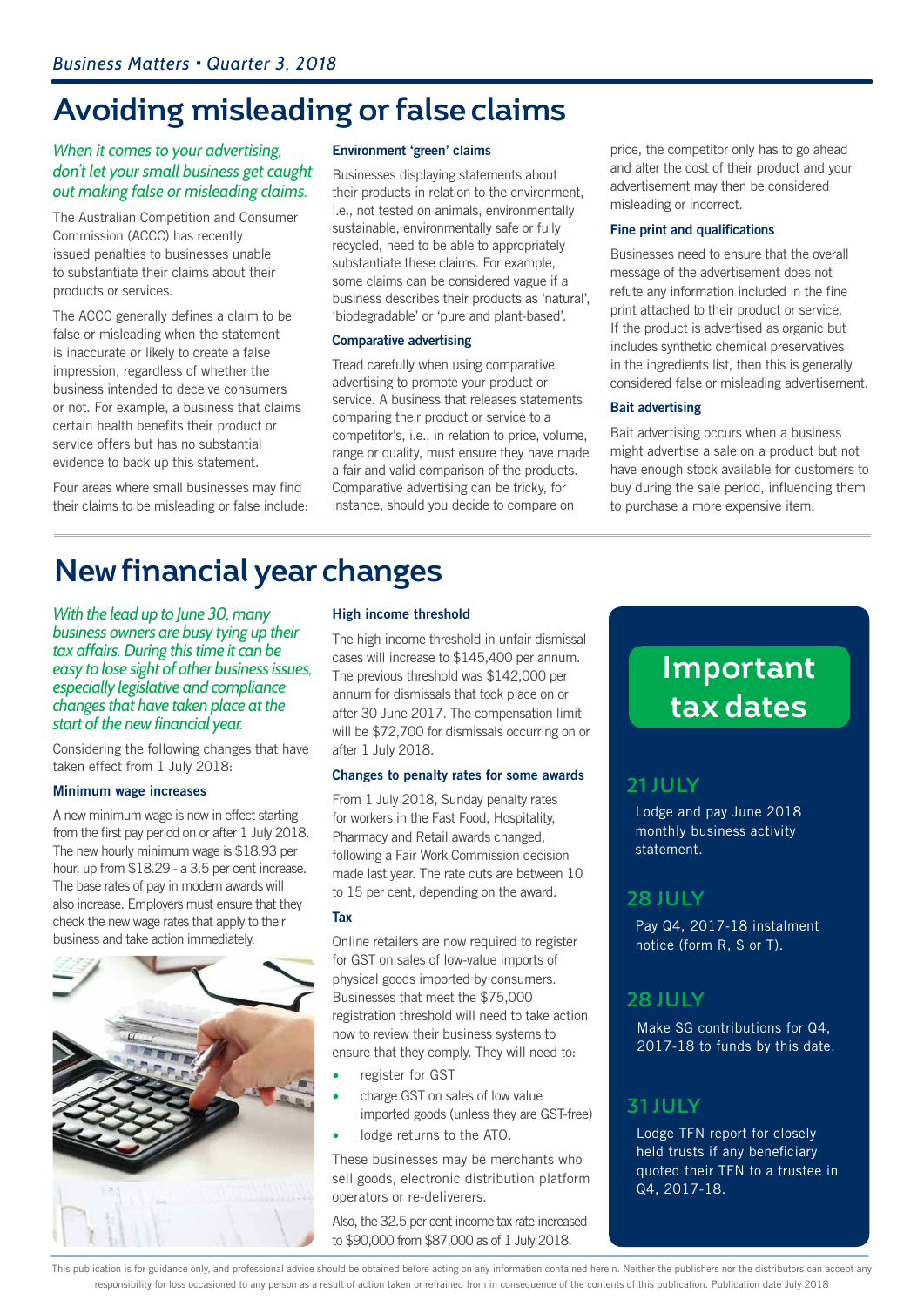# Avoiding misleading or false claims

*When it comes to your advertising, don't let your small business get caught out making false or misleading claims.*

The Australian Competition and Consumer Commission (ACCC) has recently issued penalties to businesses unable to substantiate their claims about their products or services.

The ACCC generally defines a claim to be false or misleading when the statement is inaccurate or likely to create a false impression, regardless of whether the business intended to deceive consumers or not. For example, a business that claims certain health benefits their product or service offers but has no substantial evidence to back up this statement.

Four areas where small businesses may find their claims to be misleading or false include:

### Environment 'green' claims

Businesses displaying statements about their products in relation to the environment, i.e., not tested on animals, environmentally sustainable, environmentally safe or fully recycled, need to be able to appropriately substantiate these claims. For example, some claims can be considered vague if a business describes their products as 'natural', 'biodegradable' or 'pure and plant-based'.

### Comparative advertising

Tread carefully when using comparative advertising to promote your product or service. A business that releases statements comparing their product or service to a competitor's, i.e., in relation to price, volume, range or quality, must ensure they have made a fair and valid comparison of the products. Comparative advertising can be tricky, for instance, should you decide to compare on price, the competitor only has to go ahead and alter the cost of their product and your advertisement may then be considered misleading or incorrect.

### Fine print and qualifications

Businesses need to ensure that the overall message of the advertisement does not refute any information included in the fine print attached to their product or service. If the product is advertised as organic but includes synthetic chemical preservatives in the ingredients list, then this is generally considered false or misleading advertisement.

### Bait advertising

Bait advertising occurs when a business might advertise a sale on a product but not have enough stock available for customers to buy during the sale period, influencing them to purchase a more expensive item.

# New financial year changes

*With the lead up to June 30, many business owners are busy tying up their tax affairs. During this time it can be easy to lose sight of other business issues, especially legislative and compliance changes that have taken place at the start of the new financial year.*

Considering the following changes that have taken effect from 1 July 2018:

### Minimum wage increases

A new minimum wage is now in effect starting from the first pay period on or after 1 July 2018. The new hourly minimum wage is $18.93 per hour, up from $18.29 - a 3.5 per cent increase. The base rates of pay in modern awards will also increase. Employers must ensure that they check the new wage rates that apply to their business and take action immediately.

### High income threshold

The high income threshold in unfair dismissal cases will increase to $145,400 per annum. The previous threshold was $142,000 per annum for dismissals that took place on or after 30 June 2017. The compensation limit will be $72,700 for dismissals occurring on or after 1 July 2018.

### Changes to penalty rates for some awards

From 1 July 2018, Sunday penalty rates for workers in the Fast Food, Hospitality, Pharmacy and Retail awards changed, following a Fair Work Commission decision made last year. The rate cuts are between 10 to 15 per cent, depending on the award.

### Tax

Online retailers are now required to register for GST on sales of low-value imports of physical goods imported by consumers. Businesses that meet the $75,000 registration threshold will need to take action now to review their business systems to ensure that they comply. They will need to:

- register for GST
- charge GST on sales of low value imported goods (unless they are GST-free)
- lodge returns to the ATO.

These businesses may be merchants who sell goods, electronic distribution platform operators or re-deliverers.

Also, the 32.5 per cent income tax rate increased to $90,000 from $87,000 as of 1 July 2018.

## Important tax dates

**21 JULY**

Lodge and pay June 2018 monthly business activity statement.

**28 JULY**

Pay Q4, 2017-18 instalment notice (form R, S or T).

**28 JULY**

Make SG contributions for Q4, 2017-18 to funds by this date.

**31 JULY**

Lodge TFN report for closely held trusts if any beneficiary quoted their TFN to a trustee in Q4, 2017-18.

This publication is for guidance only, and professional advice should be obtained before acting on any information contained herein. Neither the publishers nor the distributors can accept any responsibility for loss occasioned to any person as a result of action taken or refrained from in consequence of the contents of this publication. Publication date July 2018